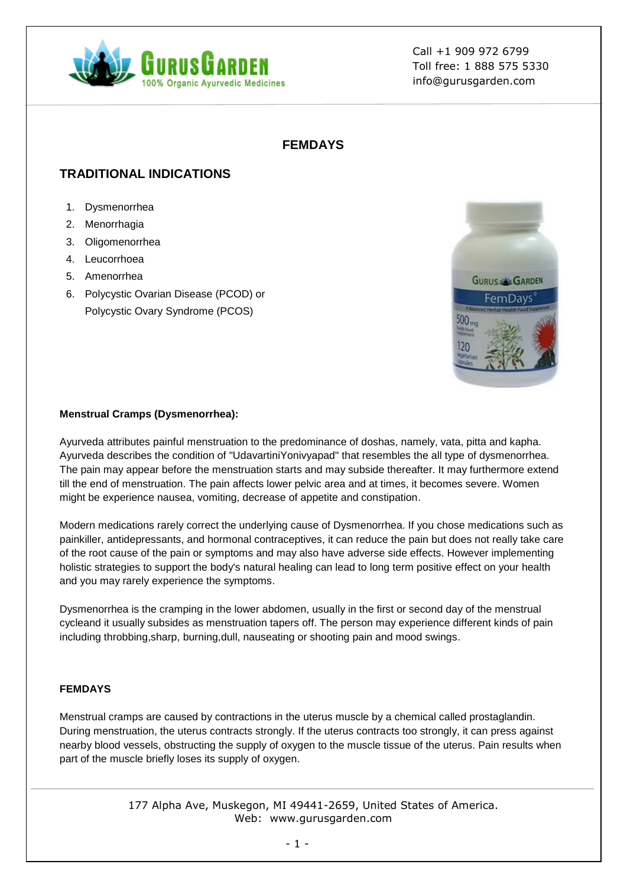GURUS GARDEN
100% Organic Ayurvedic Medicines

Call +1 909 972 6799
Toll free: 1 888 575 5330
info@gurusgarden.com

# FEMDAYS

## TRADITIONAL INDICATIONS

1. Dysmenorrhea
2. Menorrhagia
3. Oligomenorrhea
4. Leucorrhoea
5. Amenorrhea
6. Polycystic Ovarian Disease (PCOD) or Polycystic Ovary Syndrome (PCOS)

**Menstrual Cramps (Dysmenorrhea):**

Ayurveda attributes painful menstruation to the predominance of doshas, namely, vata, pitta and kapha. Ayurveda describes the condition of "UdavartiniYonivyapad" that resembles the all type of dysmenorrhea. The pain may appear before the menstruation starts and may subside thereafter. It may furthermore extend till the end of menstruation. The pain affects lower pelvic area and at times, it becomes severe. Women might be experience nausea, vomiting, decrease of appetite and constipation.

Modern medications rarely correct the underlying cause of Dysmenorrhea. If you chose medications such as painkiller, antidepressants, and hormonal contraceptives, it can reduce the pain but does not really take care of the root cause of the pain or symptoms and may also have adverse side effects. However implementing holistic strategies to support the body's natural healing can lead to long term positive effect on your health and you may rarely experience the symptoms.

Dysmenorrhea is the cramping in the lower abdomen, usually in the first or second day of the menstrual cycleand it usually subsides as menstruation tapers off. The person may experience different kinds of pain including throbbing,sharp, burning,dull, nauseating or shooting pain and mood swings.

**FEMDAYS**

Menstrual cramps are caused by contractions in the uterus muscle by a chemical called prostaglandin. During menstruation, the uterus contracts strongly. If the uterus contracts too strongly, it can press against nearby blood vessels, obstructing the supply of oxygen to the muscle tissue of the uterus. Pain results when part of the muscle briefly loses its supply of oxygen.

177 Alpha Ave, Muskegon, MI 49441-2659, United States of America.
Web: www.gurusgarden.com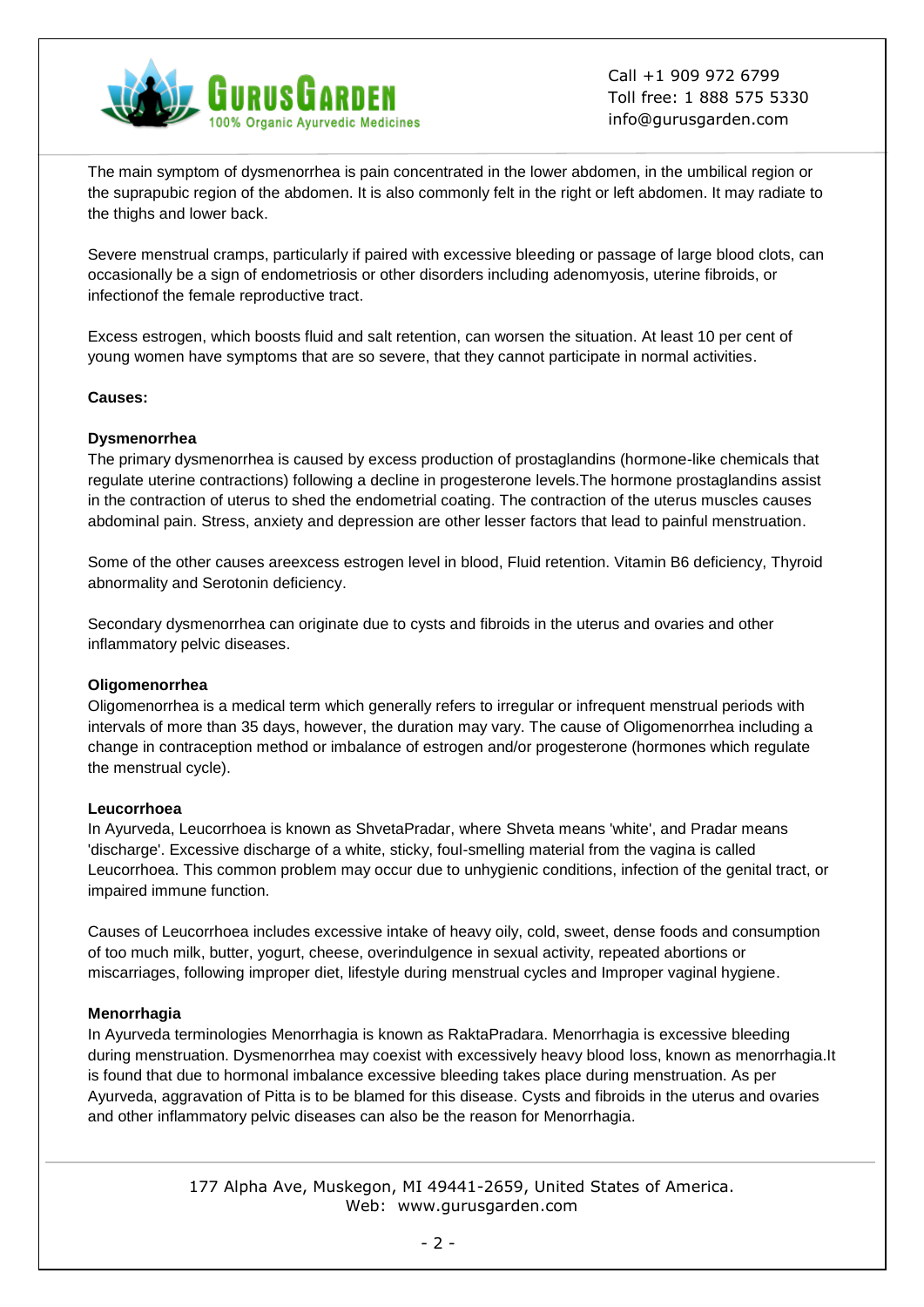The main symptom of dysmenorrhea is pain concentrated in the lower abdomen, in the umbilical region or the suprapubic region of the abdomen. It is also commonly felt in the right or left abdomen. It may radiate to the thighs and lower back.

Severe menstrual cramps, particularly if paired with excessive bleeding or passage of large blood clots, can occasionally be a sign of endometriosis or other disorders including adenomyosis, uterine fibroids, or infectionof the female reproductive tract.

Excess estrogen, which boosts fluid and salt retention, can worsen the situation. At least 10 per cent of young women have symptoms that are so severe, that they cannot participate in normal activities.

**Causes:**

**Dysmenorrhea**

The primary dysmenorrhea is caused by excess production of prostaglandins (hormone-like chemicals that regulate uterine contractions) following a decline in progesterone levels.The hormone prostaglandins assist in the contraction of uterus to shed the endometrial coating. The contraction of the uterus muscles causes abdominal pain. Stress, anxiety and depression are other lesser factors that lead to painful menstruation.

Some of the other causes areexcess estrogen level in blood, Fluid retention. Vitamin B6 deficiency, Thyroid abnormality and Serotonin deficiency.

Secondary dysmenorrhea can originate due to cysts and fibroids in the uterus and ovaries and other inflammatory pelvic diseases.

**Oligomenorrhea**

Oligomenorrhea is a medical term which generally refers to irregular or infrequent menstrual periods with intervals of more than 35 days, however, the duration may vary. The cause of Oligomenorrhea including a change in contraception method or imbalance of estrogen and/or progesterone (hormones which regulate the menstrual cycle).

**Leucorrhoea**

In Ayurveda, Leucorrhoea is known as ShvetaPradar, where Shveta means 'white', and Pradar means 'discharge'. Excessive discharge of a white, sticky, foul-smelling material from the vagina is called Leucorrhoea. This common problem may occur due to unhygienic conditions, infection of the genital tract, or impaired immune function.

Causes of Leucorrhoea includes excessive intake of heavy oily, cold, sweet, dense foods and consumption of too much milk, butter, yogurt, cheese, overindulgence in sexual activity, repeated abortions or miscarriages, following improper diet, lifestyle during menstrual cycles and Improper vaginal hygiene.

**Menorrhagia**

In Ayurveda terminologies Menorrhagia is known as RaktaPradara. Menorrhagia is excessive bleeding during menstruation. Dysmenorrhea may coexist with excessively heavy blood loss, known as menorrhagia.It is found that due to hormonal imbalance excessive bleeding takes place during menstruation. As per Ayurveda, aggravation of Pitta is to be blamed for this disease. Cysts and fibroids in the uterus and ovaries and other inflammatory pelvic diseases can also be the reason for Menorrhagia.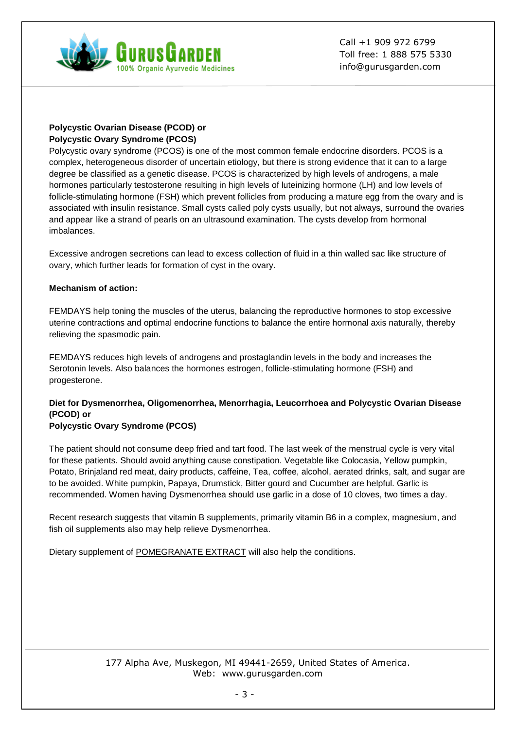**Polycystic Ovarian Disease (PCOD) or**
**Polycystic Ovary Syndrome (PCOS)**

Polycystic ovary syndrome (PCOS) is one of the most common female endocrine disorders. PCOS is a complex, heterogeneous disorder of uncertain etiology, but there is strong evidence that it can to a large degree be classified as a genetic disease. PCOS is characterized by high levels of androgens, a male hormones particularly testosterone resulting in high levels of luteinizing hormone (LH) and low levels of follicle-stimulating hormone (FSH) which prevent follicles from producing a mature egg from the ovary and is associated with insulin resistance. Small cysts called poly cysts usually, but not always, surround the ovaries and appear like a strand of pearls on an ultrasound examination. The cysts develop from hormonal imbalances.

Excessive androgen secretions can lead to excess collection of fluid in a thin walled sac like structure of ovary, which further leads for formation of cyst in the ovary.

**Mechanism of action:**

FEMDAYS help toning the muscles of the uterus, balancing the reproductive hormones to stop excessive uterine contractions and optimal endocrine functions to balance the entire hormonal axis naturally, thereby relieving the spasmodic pain.

FEMDAYS reduces high levels of androgens and prostaglandin levels in the body and increases the Serotonin levels. Also balances the hormones estrogen, follicle-stimulating hormone (FSH) and progesterone.

**Diet for Dysmenorrhea, Oligomenorrhea, Menorrhagia, Leucorrhoea and Polycystic Ovarian Disease (PCOD) or**
**Polycystic Ovary Syndrome (PCOS)**

The patient should not consume deep fried and tart food. The last week of the menstrual cycle is very vital for these patients. Should avoid anything cause constipation. Vegetable like Colocasia, Yellow pumpkin, Potato, Brinjaland red meat, dairy products, caffeine, Tea, coffee, alcohol, aerated drinks, salt, and sugar are to be avoided. White pumpkin, Papaya, Drumstick, Bitter gourd and Cucumber are helpful. Garlic is recommended. Women having Dysmenorrhea should use garlic in a dose of 10 cloves, two times a day.

Recent research suggests that vitamin B supplements, primarily vitamin B6 in a complex, magnesium, and fish oil supplements also may help relieve Dysmenorrhea.

Dietary supplement of POMEGRANATE EXTRACT will also help the conditions.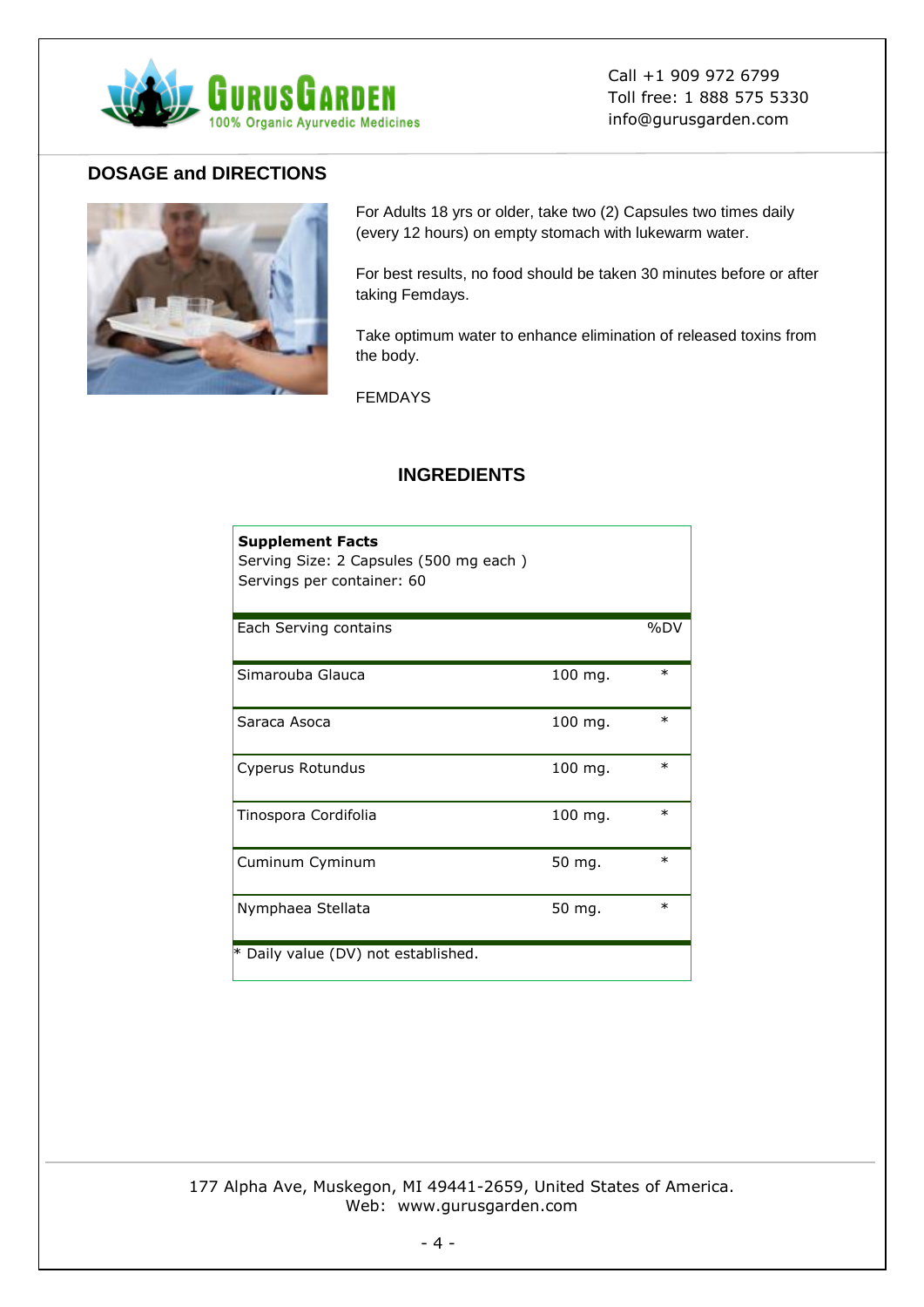## DOSAGE and DIRECTIONS

For Adults 18 yrs or older, take two (2) Capsules two times daily (every 12 hours) on empty stomach with lukewarm water.

For best results, no food should be taken 30 minutes before or after taking Femdays.

Take optimum water to enhance elimination of released toxins from the body.

FEMDAYS

## INGREDIENTS

**Supplement Facts**
Serving Size: 2 Capsules (500 mg each )
Servings per container: 60

| Each Serving contains | | %DV |
|---|---|---|
| Simarouba Glauca | 100 mg. | * |
| Saraca Asoca | 100 mg. | * |
| Cyperus Rotundus | 100 mg. | * |
| Tinospora Cordifolia | 100 mg. | * |
| Cuminum Cyminum | 50 mg. | * |
| Nymphaea Stellata | 50 mg. | * |

* Daily value (DV) not established.